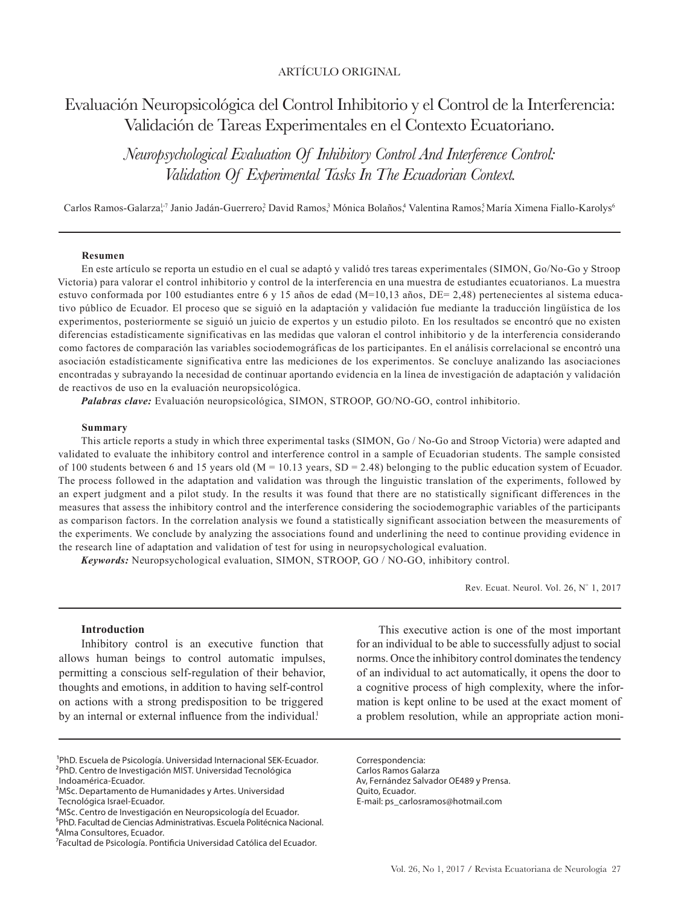ARTÍCULO ORIGINAL

# Evaluación Neuropsicológica del Control Inhibitorio y el Control de la Interferencia: Validación de Tareas Experimentales en el Contexto Ecuatoriano.

## *Neuropsychological Evaluation Of Inhibitory Control And Interference Control: Validation Of Experimental Tasks In The Ecuadorian Context.*

Carlos Ramos-Galarza[1-7] Janio Jadán-Guerrero[2] David Ramos[3] Mónica Bolaños[4] Valentina Ramos[5] María Ximena Fiallo-Karolys[6]

### Resumen

En este artículo se reporta un estudio en el cual se adaptó y validó tres tareas experimentales (SIMON, Go/No-Go y Stroop Victoria) para valorar el control inhibitorio y control de la interferencia en una muestra de estudiantes ecuatorianos. La muestra estuvo conformada por 100 estudiantes entre 6 y 15 años de edad (M=10,13 años, DE= 2,48) pertenecientes al sistema educativo público de Ecuador. El proceso que se siguió en la adaptación y validación fue mediante la traducción lingüística de los experimentos, posteriormente se siguió un juicio de expertos y un estudio piloto. En los resultados se encontró que no existen diferencias estadísticamente significativas en las medidas que valoran el control inhibitorio y de la interferencia considerando como factores de comparación las variables sociodemográficas de los participantes. En el análisis correlacional se encontró una asociación estadísticamente significativa entre las mediciones de los experimentos. Se concluye analizando las asociaciones encontradas y subrayando la necesidad de continuar aportando evidencia en la línea de investigación de adaptación y validación de reactivos de uso en la evaluación neuropsicológica.

***Palabras clave:*** Evaluación neuropsicológica, SIMON, STROOP, GO/NO-GO, control inhibitorio.

### Summary

This article reports a study in which three experimental tasks (SIMON, Go / No-Go and Stroop Victoria) were adapted and validated to evaluate the inhibitory control and interference control in a sample of Ecuadorian students. The sample consisted of 100 students between 6 and 15 years old (M = 10.13 years, SD = 2.48) belonging to the public education system of Ecuador. The process followed in the adaptation and validation was through the linguistic translation of the experiments, followed by an expert judgment and a pilot study. In the results it was found that there are no statistically significant differences in the measures that assess the inhibitory control and the interference considering the sociodemographic variables of the participants as comparison factors. In the correlation analysis we found a statistically significant association between the measurements of the experiments. We conclude by analyzing the associations found and underlining the need to continue providing evidence in the research line of adaptation and validation of test for using in neuropsychological evaluation.

***Keywords:*** Neuropsychological evaluation, SIMON, STROOP, GO / NO-GO, inhibitory control.

Rev. Ecuat. Neurol. Vol. 26, N° 1, 2017

### Introduction

Inhibitory control is an executive function that allows human beings to control automatic impulses, permitting a conscious self-regulation of their behavior, thoughts and emotions, in addition to having self-control on actions with a strong predisposition to be triggered by an internal or external influence from the individual.[1]

This executive action is one of the most important for an individual to be able to successfully adjust to social norms. Once the inhibitory control dominates the tendency of an individual to act automatically, it opens the door to a cognitive process of high complexity, where the information is kept online to be used at the exact moment of a problem resolution, while an appropriate action moni-

[1]PhD. Escuela de Psicología. Universidad Internacional SEK-Ecuador.
[2]PhD. Centro de Investigación MIST. Universidad Tecnológica Indoamérica-Ecuador.
[3]MSc. Departamento de Humanidades y Artes. Universidad Tecnológica Israel-Ecuador.
[4]MSc. Centro de Investigación en Neuropsicología del Ecuador.
[5]PhD. Facultad de Ciencias Administrativas. Escuela Politécnica Nacional.
[6]Alma Consultores, Ecuador.
[7]Facultad de Psicología. Pontificia Universidad Católica del Ecuador.

Correspondencia:
Carlos Ramos Galarza
Av, Fernández Salvador OE489 y Prensa.
Quito, Ecuador.
E-mail: ps_carlosramos@hotmail.com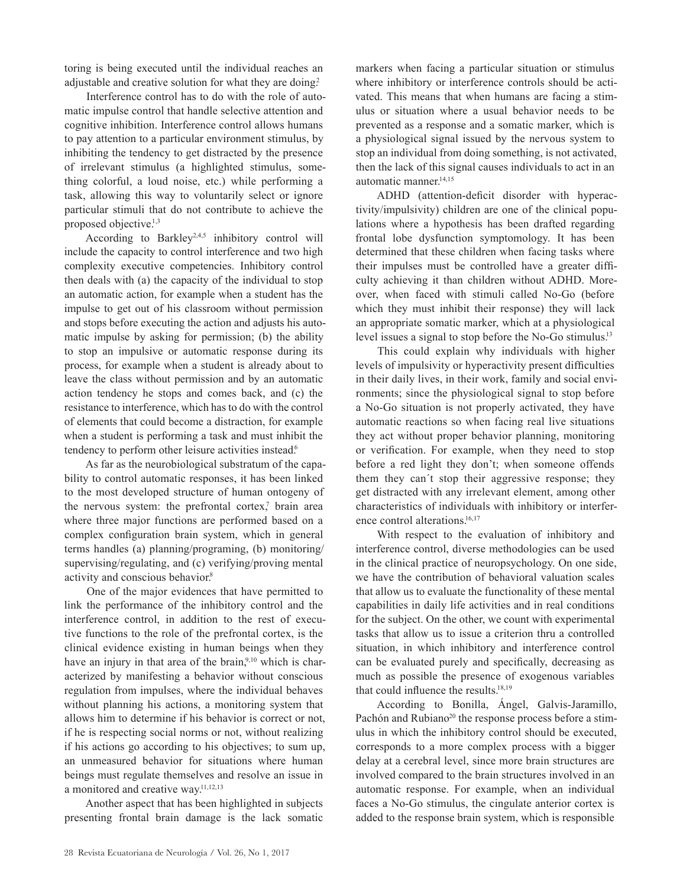toring is being executed until the individual reaches an adjustable and creative solution for what they are doing.[2]

Interference control has to do with the role of automatic impulse control that handle selective attention and cognitive inhibition. Interference control allows humans to pay attention to a particular environment stimulus, by inhibiting the tendency to get distracted by the presence of irrelevant stimulus (a highlighted stimulus, something colorful, a loud noise, etc.) while performing a task, allowing this way to voluntarily select or ignore particular stimuli that do not contribute to achieve the proposed objective.[1,3]

According to Barkley[2,4,5] inhibitory control will include the capacity to control interference and two high complexity executive competencies. Inhibitory control then deals with (a) the capacity of the individual to stop an automatic action, for example when a student has the impulse to get out of his classroom without permission and stops before executing the action and adjusts his automatic impulse by asking for permission; (b) the ability to stop an impulsive or automatic response during its process, for example when a student is already about to leave the class without permission and by an automatic action tendency he stops and comes back, and (c) the resistance to interference, which has to do with the control of elements that could become a distraction, for example when a student is performing a task and must inhibit the tendency to perform other leisure activities instead.[6]

As far as the neurobiological substratum of the capability to control automatic responses, it has been linked to the most developed structure of human ontogeny of the nervous system: the prefrontal cortex,[7] brain area where three major functions are performed based on a complex configuration brain system, which in general terms handles (a) planning/programing, (b) monitoring/supervising/regulating, and (c) verifying/proving mental activity and conscious behavior.[8]

One of the major evidences that have permitted to link the performance of the inhibitory control and the interference control, in addition to the rest of executive functions to the role of the prefrontal cortex, is the clinical evidence existing in human beings when they have an injury in that area of the brain,[9,10] which is characterized by manifesting a behavior without conscious regulation from impulses, where the individual behaves without planning his actions, a monitoring system that allows him to determine if his behavior is correct or not, if he is respecting social norms or not, without realizing if his actions go according to his objectives; to sum up, an unmeasured behavior for situations where human beings must regulate themselves and resolve an issue in a monitored and creative way.[11,12,13]

Another aspect that has been highlighted in subjects presenting frontal brain damage is the lack somatic markers when facing a particular situation or stimulus where inhibitory or interference controls should be activated. This means that when humans are facing a stimulus or situation where a usual behavior needs to be prevented as a response and a somatic marker, which is a physiological signal issued by the nervous system to stop an individual from doing something, is not activated, then the lack of this signal causes individuals to act in an automatic manner.[14,15]

ADHD (attention-deficit disorder with hyperactivity/impulsivity) children are one of the clinical populations where a hypothesis has been drafted regarding frontal lobe dysfunction symptomology. It has been determined that these children when facing tasks where their impulses must be controlled have a greater difficulty achieving it than children without ADHD. Moreover, when faced with stimuli called No-Go (before which they must inhibit their response) they will lack an appropriate somatic marker, which at a physiological level issues a signal to stop before the No-Go stimulus.[13]

This could explain why individuals with higher levels of impulsivity or hyperactivity present difficulties in their daily lives, in their work, family and social environments; since the physiological signal to stop before a No-Go situation is not properly activated, they have automatic reactions so when facing real live situations they act without proper behavior planning, monitoring or verification. For example, when they need to stop before a red light they don't; when someone offends them they can´t stop their aggressive response; they get distracted with any irrelevant element, among other characteristics of individuals with inhibitory or interference control alterations.[16,17]

With respect to the evaluation of inhibitory and interference control, diverse methodologies can be used in the clinical practice of neuropsychology. On one side, we have the contribution of behavioral valuation scales that allow us to evaluate the functionality of these mental capabilities in daily life activities and in real conditions for the subject. On the other, we count with experimental tasks that allow us to issue a criterion thru a controlled situation, in which inhibitory and interference control can be evaluated purely and specifically, decreasing as much as possible the presence of exogenous variables that could influence the results.[18,19]

According to Bonilla, Ángel, Galvis-Jaramillo, Pachón and Rubiano[20] the response process before a stimulus in which the inhibitory control should be executed, corresponds to a more complex process with a bigger delay at a cerebral level, since more brain structures are involved compared to the brain structures involved in an automatic response. For example, when an individual faces a No-Go stimulus, the cingulate anterior cortex is added to the response brain system, which is responsible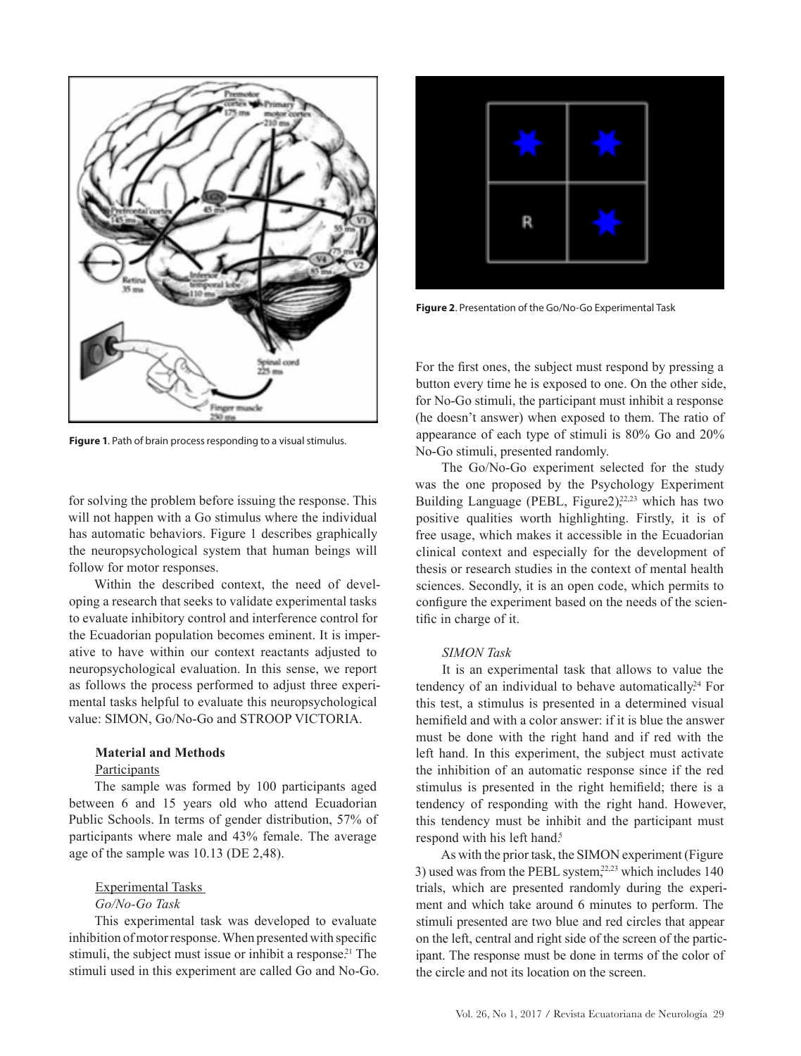Figure 1. Path of brain process responding to a visual stimulus.

for solving the problem before issuing the response. This will not happen with a Go stimulus where the individual has automatic behaviors. Figure 1 describes graphically the neuropsychological system that human beings will follow for motor responses.

Within the described context, the need of developing a research that seeks to validate experimental tasks to evaluate inhibitory control and interference control for the Ecuadorian population becomes eminent. It is imperative to have within our context reactants adjusted to neuropsychological evaluation. In this sense, we report as follows the process performed to adjust three experimental tasks helpful to evaluate this neuropsychological value: SIMON, Go/No-Go and STROOP VICTORIA.

## Material and Methods

### Participants

The sample was formed by 100 participants aged between 6 and 15 years old who attend Ecuadorian Public Schools. In terms of gender distribution, 57% of participants where male and 43% female. The average age of the sample was 10.13 (DE 2,48).

### Experimental Tasks

#### *Go/No-Go Task*

This experimental task was developed to evaluate inhibition of motor response. When presented with specific stimuli, the subject must issue or inhibit a response.[21] The stimuli used in this experiment are called Go and No-Go.

Figure 2. Presentation of the Go/No-Go Experimental Task

For the first ones, the subject must respond by pressing a button every time he is exposed to one. On the other side, for No-Go stimuli, the participant must inhibit a response (he doesn't answer) when exposed to them. The ratio of appearance of each type of stimuli is 80% Go and 20% No-Go stimuli, presented randomly.

The Go/No-Go experiment selected for the study was the one proposed by the Psychology Experiment Building Language (PEBL, Figure2),[22,23] which has two positive qualities worth highlighting. Firstly, it is of free usage, which makes it accessible in the Ecuadorian clinical context and especially for the development of thesis or research studies in the context of mental health sciences. Secondly, it is an open code, which permits to configure the experiment based on the needs of the scientific in charge of it.

#### *SIMON Task*

It is an experimental task that allows to value the tendency of an individual to behave automatically.[24] For this test, a stimulus is presented in a determined visual hemifield and with a color answer: if it is blue the answer must be done with the right hand and if red with the left hand. In this experiment, the subject must activate the inhibition of an automatic response since if the red stimulus is presented in the right hemifield; there is a tendency of responding with the right hand. However, this tendency must be inhibit and the participant must respond with his left hand.[5]

As with the prior task, the SIMON experiment (Figure 3) used was from the PEBL system,[22,23] which includes 140 trials, which are presented randomly during the experiment and which take around 6 minutes to perform. The stimuli presented are two blue and red circles that appear on the left, central and right side of the screen of the participant. The response must be done in terms of the color of the circle and not its location on the screen.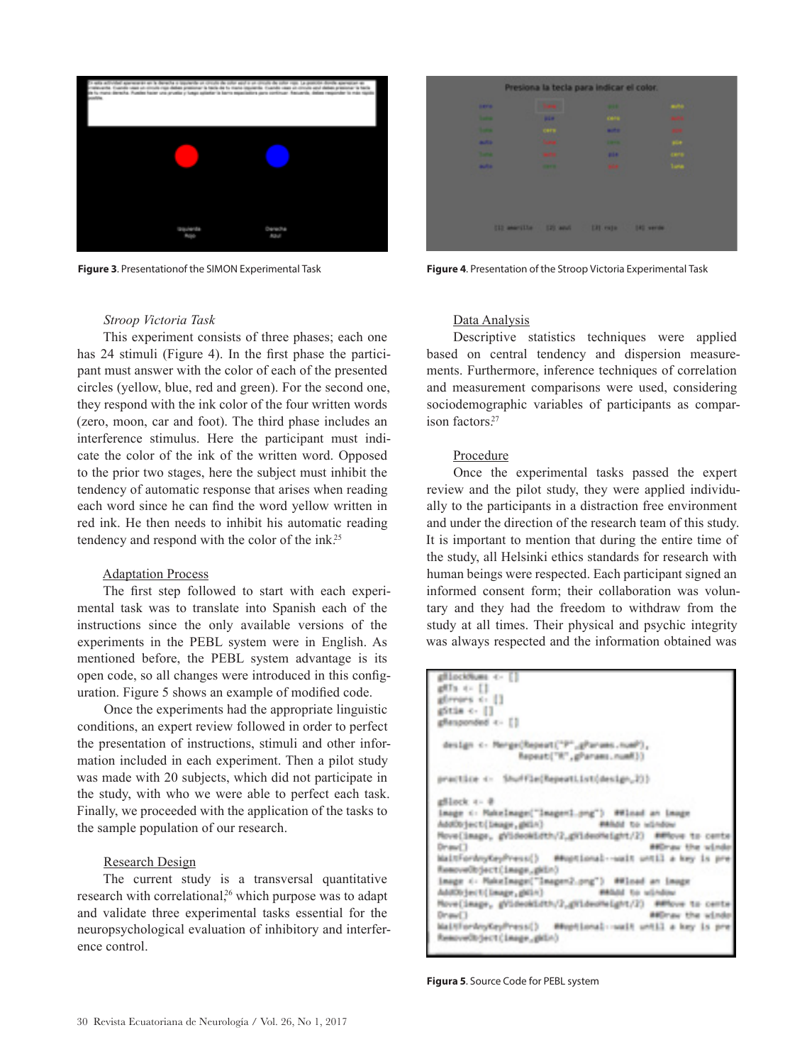Figure 3. Presentationof the SIMON Experimental Task

Figure 4. Presentation of the Stroop Victoria Experimental Task

*Stroop Victoria Task*

This experiment consists of three phases; each one has 24 stimuli (Figure 4). In the first phase the participant must answer with the color of each of the presented circles (yellow, blue, red and green). For the second one, they respond with the ink color of the four written words (zero, moon, car and foot). The third phase includes an interference stimulus. Here the participant must indicate the color of the ink of the written word. Opposed to the prior two stages, here the subject must inhibit the tendency of automatic response that arises when reading each word since he can find the word yellow written in red ink. He then needs to inhibit his automatic reading tendency and respond with the color of the ink.[25]

Adaptation Process

The first step followed to start with each experimental task was to translate into Spanish each of the instructions since the only available versions of the experiments in the PEBL system were in English. As mentioned before, the PEBL system advantage is its open code, so all changes were introduced in this configuration. Figure 5 shows an example of modified code.

Once the experiments had the appropriate linguistic conditions, an expert review followed in order to perfect the presentation of instructions, stimuli and other information included in each experiment. Then a pilot study was made with 20 subjects, which did not participate in the study, with who we were able to perfect each task. Finally, we proceeded with the application of the tasks to the sample population of our research.

Research Design

The current study is a transversal quantitative research with correlational,[26] which purpose was to adapt and validate three experimental tasks essential for the neuropsychological evaluation of inhibitory and interference control.

Data Analysis

Descriptive statistics techniques were applied based on central tendency and dispersion measurements. Furthermore, inference techniques of correlation and measurement comparisons were used, considering sociodemographic variables of participants as comparison factors.[27]

Procedure

Once the experimental tasks passed the expert review and the pilot study, they were applied individually to the participants in a distraction free environment and under the direction of the research team of this study. It is important to mention that during the entire time of the study, all Helsinki ethics standards for research with human beings were respected. Each participant signed an informed consent form; their collaboration was voluntary and they had the freedom to withdraw from the study at all times. Their physical and psychic integrity was always respected and the information obtained was

Figura 5. Source Code for PEBL system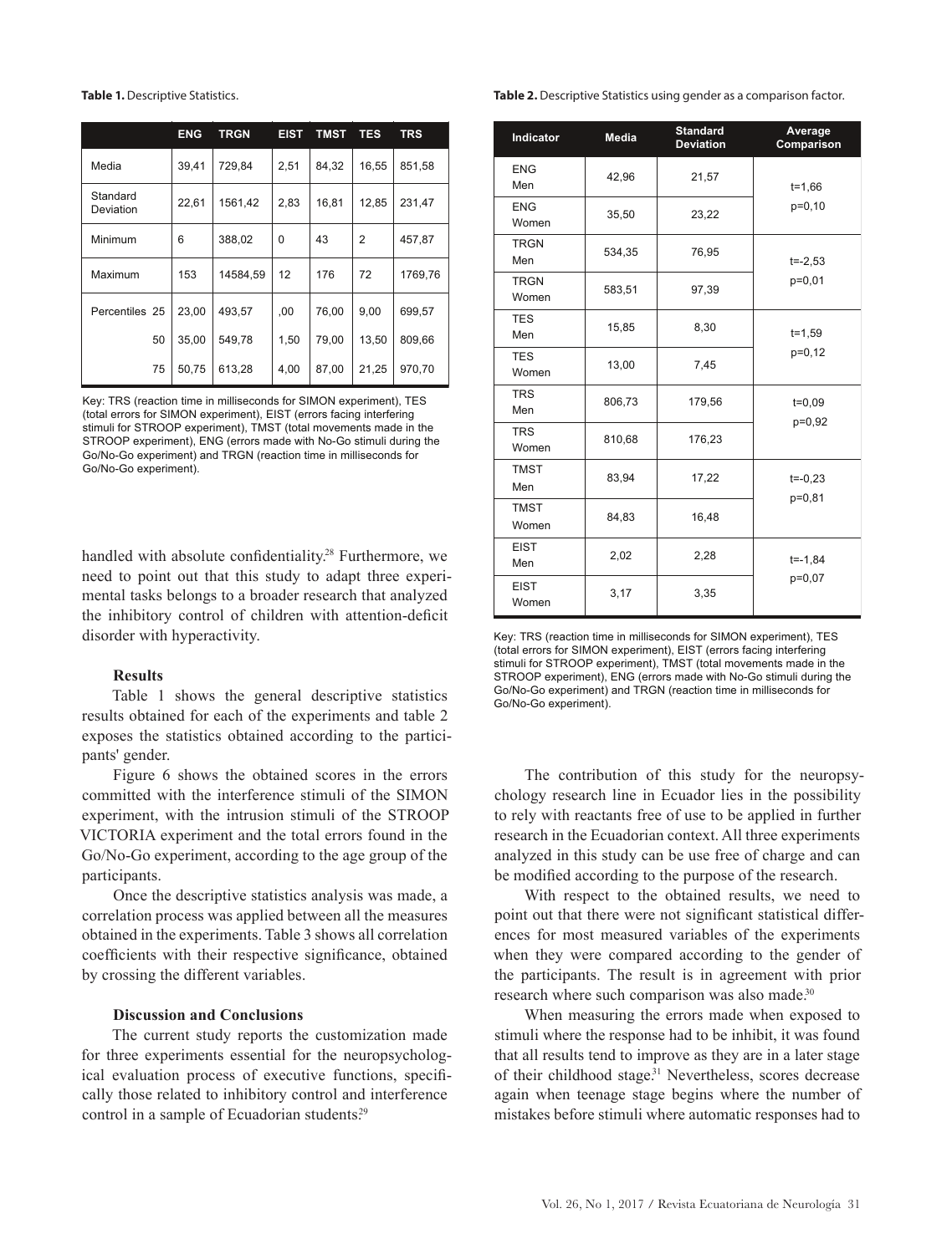**Table 1.** Descriptive Statistics.

| | ENG | TRGN | EIST | TMST | TES | TRS |
|---|---|---|---|---|---|---|
| Media | 39,41 | 729,84 | 2,51 | 84,32 | 16,55 | 851,58 |
| Standard Deviation | 22,61 | 1561,42 | 2,83 | 16,81 | 12,85 | 231,47 |
| Minimum | 6 | 388,02 | 0 | 43 | 2 | 457,87 |
| Maximum | 153 | 14584,59 | 12 | 176 | 72 | 1769,76 |
| Percentiles 25 | 23,00 | 493,57 | ,00 | 76,00 | 9,00 | 699,57 |
| 50 | 35,00 | 549,78 | 1,50 | 79,00 | 13,50 | 809,66 |
| 75 | 50,75 | 613,28 | 4,00 | 87,00 | 21,25 | 970,70 |

Key: TRS (reaction time in milliseconds for SIMON experiment), TES (total errors for SIMON experiment), EIST (errors facing interfering stimuli for STROOP experiment), TMST (total movements made in the STROOP experiment), ENG (errors made with No-Go stimuli during the Go/No-Go experiment) and TRGN (reaction time in milliseconds for Go/No-Go experiment).

**Table 2.** Descriptive Statistics using gender as a comparison factor.

| Indicator | Media | Standard Deviation | Average Comparison |
|---|---|---|---|
| ENG Men | 42,96 | 21,57 | t=1,66 p=0,10 |
| ENG Women | 35,50 | 23,22 | |
| TRGN Men | 534,35 | 76,95 | t=-2,53 p=0,01 |
| TRGN Women | 583,51 | 97,39 | |
| TES Men | 15,85 | 8,30 | t=1,59 p=0,12 |
| TES Women | 13,00 | 7,45 | |
| TRS Men | 806,73 | 179,56 | t=0,09 p=0,92 |
| TRS Women | 810,68 | 176,23 | |
| TMST Men | 83,94 | 17,22 | t=-0,23 p=0,81 |
| TMST Women | 84,83 | 16,48 | |
| EIST Men | 2,02 | 2,28 | t=-1,84 p=0,07 |
| EIST Women | 3,17 | 3,35 | |

Key: TRS (reaction time in milliseconds for SIMON experiment), TES (total errors for SIMON experiment), EIST (errors facing interfering stimuli for STROOP experiment), TMST (total movements made in the STROOP experiment), ENG (errors made with No-Go stimuli during the Go/No-Go experiment) and TRGN (reaction time in milliseconds for Go/No-Go experiment).

handled with absolute confidentiality.[28] Furthermore, we need to point out that this study to adapt three experimental tasks belongs to a broader research that analyzed the inhibitory control of children with attention-deficit disorder with hyperactivity.

## Results

Table 1 shows the general descriptive statistics results obtained for each of the experiments and table 2 exposes the statistics obtained according to the participants' gender.

Figure 6 shows the obtained scores in the errors committed with the interference stimuli of the SIMON experiment, with the intrusion stimuli of the STROOP VICTORIA experiment and the total errors found in the Go/No-Go experiment, according to the age group of the participants.

Once the descriptive statistics analysis was made, a correlation process was applied between all the measures obtained in the experiments. Table 3 shows all correlation coefficients with their respective significance, obtained by crossing the different variables.

## Discussion and Conclusions

The current study reports the customization made for three experiments essential for the neuropsychological evaluation process of executive functions, specifically those related to inhibitory control and interference control in a sample of Ecuadorian students.[29]

The contribution of this study for the neuropsychology research line in Ecuador lies in the possibility to rely with reactants free of use to be applied in further research in the Ecuadorian context. All three experiments analyzed in this study can be use free of charge and can be modified according to the purpose of the research.

With respect to the obtained results, we need to point out that there were not significant statistical differences for most measured variables of the experiments when they were compared according to the gender of the participants. The result is in agreement with prior research where such comparison was also made.[30]

When measuring the errors made when exposed to stimuli where the response had to be inhibit, it was found that all results tend to improve as they are in a later stage of their childhood stage.[31] Nevertheless, scores decrease again when teenage stage begins where the number of mistakes before stimuli where automatic responses had to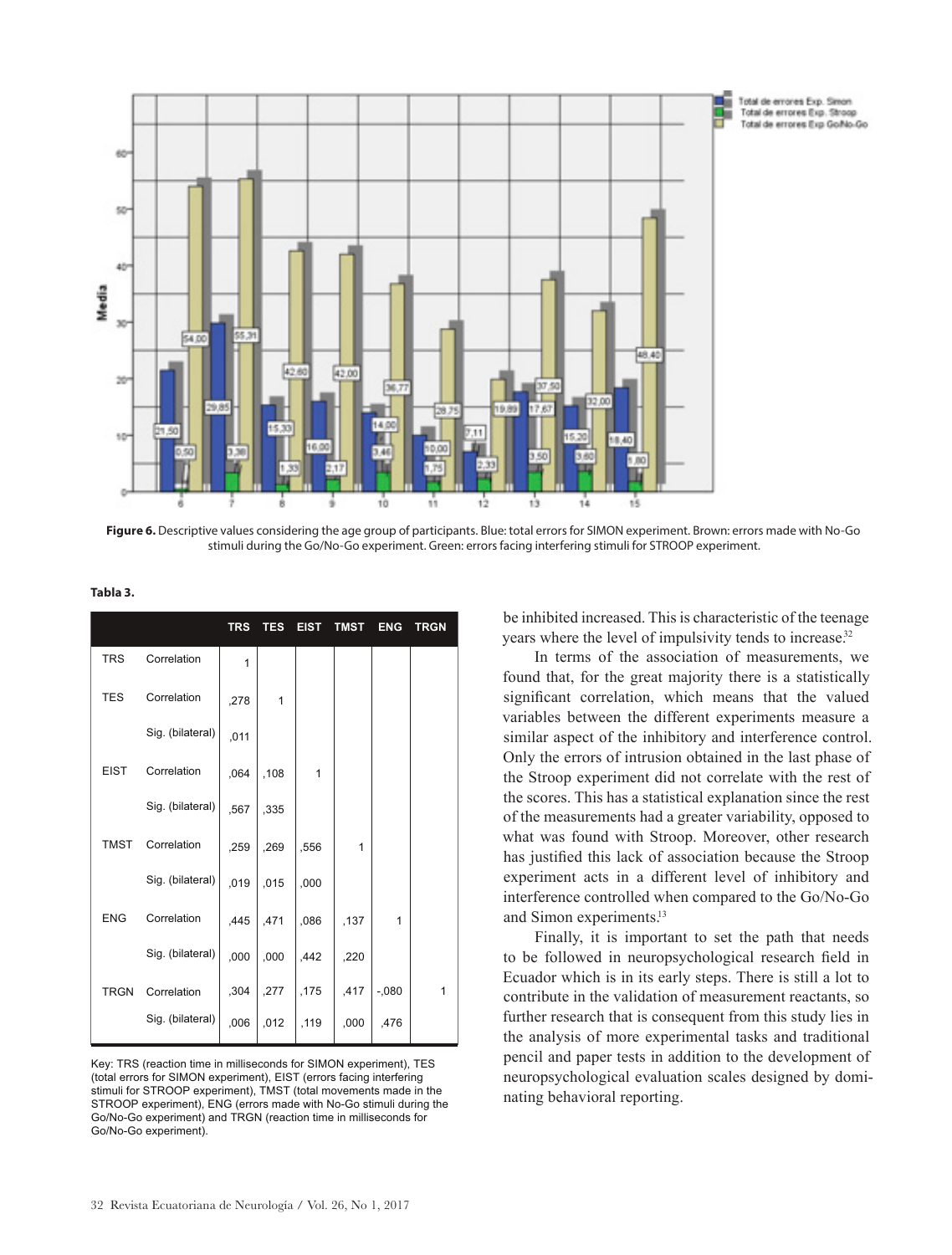**Figure 6.** Descriptive values considering the age group of participants. Blue: total errors for SIMON experiment. Brown: errors made with No-Go stimuli during the Go/No-Go experiment. Green: errors facing interfering stimuli for STROOP experiment.

**Tabla 3.**

| | | TRS | TES | EIST | TMST | ENG | TRGN |
|---|---|---|---|---|---|---|---|
| TRS | Correlation | 1 | | | | | |
| TES | Correlation | ,278 | 1 | | | | |
| | Sig. (bilateral) | ,011 | | | | | |
| EIST | Correlation | ,064 | ,108 | 1 | | | |
| | Sig. (bilateral) | ,567 | ,335 | | | | |
| TMST | Correlation | ,259 | ,269 | ,556 | 1 | | |
| | Sig. (bilateral) | ,019 | ,015 | ,000 | | | |
| ENG | Correlation | ,445 | ,471 | ,086 | ,137 | 1 | |
| | Sig. (bilateral) | ,000 | ,000 | ,442 | ,220 | | |
| TRGN | Correlation | ,304 | ,277 | ,175 | ,417 | -,080 | 1 |
| | Sig. (bilateral) | ,006 | ,012 | ,119 | ,000 | ,476 | |

Key: TRS (reaction time in milliseconds for SIMON experiment), TES (total errors for SIMON experiment), EIST (errors facing interfering stimuli for STROOP experiment), TMST (total movements made in the STROOP experiment), ENG (errors made with No-Go stimuli during the Go/No-Go experiment) and TRGN (reaction time in milliseconds for Go/No-Go experiment).

be inhibited increased. This is characteristic of the teenage years where the level of impulsivity tends to increase.[32]

In terms of the association of measurements, we found that, for the great majority there is a statistically significant correlation, which means that the valued variables between the different experiments measure a similar aspect of the inhibitory and interference control. Only the errors of intrusion obtained in the last phase of the Stroop experiment did not correlate with the rest of the scores. This has a statistical explanation since the rest of the measurements had a greater variability, opposed to what was found with Stroop. Moreover, other research has justified this lack of association because the Stroop experiment acts in a different level of inhibitory and interference controlled when compared to the Go/No-Go and Simon experiments.[13]

Finally, it is important to set the path that needs to be followed in neuropsychological research field in Ecuador which is in its early steps. There is still a lot to contribute in the validation of measurement reactants, so further research that is consequent from this study lies in the analysis of more experimental tasks and traditional pencil and paper tests in addition to the development of neuropsychological evaluation scales designed by dominating behavioral reporting.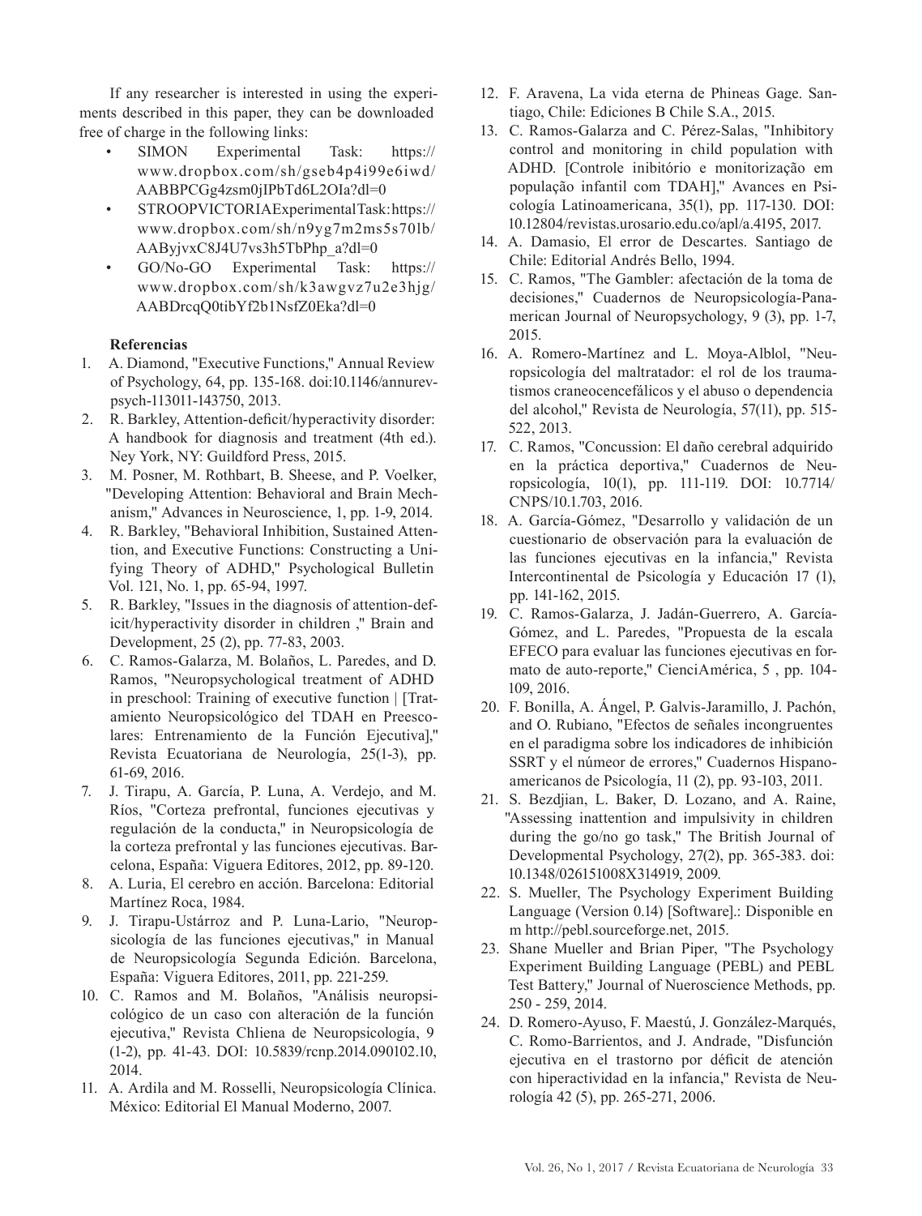If any researcher is interested in using the experiments described in this paper, they can be downloaded free of charge in the following links:

- SIMON Experimental Task: https://www.dropbox.com/sh/gseb4p4i99e6iwd/AABBPCGg4zsm0jIPbTd6L2OIa?dl=0
- STROOPVICTORIAExperimentalTask: https://www.dropbox.com/sh/n9yg7m2ms5s70lb/AAByjvxC8J4U7vs3h5TbPhp_a?dl=0
- GO/No-GO Experimental Task: https://www.dropbox.com/sh/k3awgvz7u2e3hjg/AABDrcqQ0tibYf2b1NsfZ0Eka?dl=0

**Referencias**

1. A. Diamond, "Executive Functions," Annual Review of Psychology, 64, pp. 135-168. doi:10.1146/annurev-psych-113011-143750, 2013.
2. R. Barkley, Attention-deficit/hyperactivity disorder: A handbook for diagnosis and treatment (4th ed.). Ney York, NY: Guildford Press, 2015.
3. M. Posner, M. Rothbart, B. Sheese, and P. Voelker, "Developing Attention: Behavioral and Brain Mechanism," Advances in Neuroscience, 1, pp. 1-9, 2014.
4. R. Barkley, "Behavioral Inhibition, Sustained Attention, and Executive Functions: Constructing a Unifying Theory of ADHD," Psychological Bulletin Vol. 121, No. 1, pp. 65-94, 1997.
5. R. Barkley, "Issues in the diagnosis of attention-deficit/hyperactivity disorder in children ," Brain and Development, 25 (2), pp. 77-83, 2003.
6. C. Ramos-Galarza, M. Bolaños, L. Paredes, and D. Ramos, "Neuropsychological treatment of ADHD in preschool: Training of executive function | [Tratamiento Neuropsicológico del TDAH en Preescolares: Entrenamiento de la Función Ejecutiva]," Revista Ecuatoriana de Neurología, 25(1-3), pp. 61-69, 2016.
7. J. Tirapu, A. García, P. Luna, A. Verdejo, and M. Ríos, "Corteza prefrontal, funciones ejecutivas y regulación de la conducta," in Neuropsicología de la corteza prefrontal y las funciones ejecutivas. Barcelona, España: Viguera Editores, 2012, pp. 89-120.
8. A. Luria, El cerebro en acción. Barcelona: Editorial Martínez Roca, 1984.
9. J. Tirapu-Ustárroz and P. Luna-Lario, "Neuropsicología de las funciones ejecutivas," in Manual de Neuropsicología Segunda Edición. Barcelona, España: Viguera Editores, 2011, pp. 221-259.
10. C. Ramos and M. Bolaños, "Análisis neuropsicológico de un caso con alteración de la función ejecutiva," Revista Chliena de Neuropsicología, 9 (1-2), pp. 41-43. DOI: 10.5839/rcnp.2014.090102.10, 2014.
11. A. Ardila and M. Rosselli, Neuropsicología Clínica. México: Editorial El Manual Moderno, 2007.
12. F. Aravena, La vida eterna de Phineas Gage. Santiago, Chile: Ediciones B Chile S.A., 2015.
13. C. Ramos-Galarza and C. Pérez-Salas, "Inhibitory control and monitoring in child population with ADHD. [Controle inibitório e monitorização em população infantil com TDAH]," Avances en Psicología Latinoamericana, 35(1), pp. 117-130. DOI: 10.12804/revistas.urosario.edu.co/apl/a.4195, 2017.
14. A. Damasio, El error de Descartes. Santiago de Chile: Editorial Andrés Bello, 1994.
15. C. Ramos, "The Gambler: afectación de la toma de decisiones," Cuadernos de Neuropsicología-Panamerican Journal of Neuropsychology, 9 (3), pp. 1-7, 2015.
16. A. Romero-Martínez and L. Moya-Alblol, "Neuropsicología del maltratador: el rol de los traumatismos craneocencefálicos y el abuso o dependencia del alcohol," Revista de Neurología, 57(11), pp. 515-522, 2013.
17. C. Ramos, "Concussion: El daño cerebral adquirido en la práctica deportiva," Cuadernos de Neuropsicología, 10(1), pp. 111-119. DOI: 10.7714/CNPS/10.1.703, 2016.
18. A. García-Gómez, "Desarrollo y validación de un cuestionario de observación para la evaluación de las funciones ejecutivas en la infancia," Revista Intercontinental de Psicología y Educación 17 (1), pp. 141-162, 2015.
19. C. Ramos-Galarza, J. Jadán-Guerrero, A. García-Gómez, and L. Paredes, "Propuesta de la escala EFECO para evaluar las funciones ejecutivas en formato de auto-reporte," CienciAmérica, 5 , pp. 104-109, 2016.
20. F. Bonilla, A. Ángel, P. Galvis-Jaramillo, J. Pachón, and O. Rubiano, "Efectos de señales incongruentes en el paradigma sobre los indicadores de inhibición SSRT y el número de errores," Cuadernos Hispanoamericanos de Psicología, 11 (2), pp. 93-103, 2011.
21. S. Bezdjian, L. Baker, D. Lozano, and A. Raine, "Assessing inattention and impulsivity in children during the go/no go task," The British Journal of Developmental Psychology, 27(2), pp. 365-383. doi: 10.1348/026151008X314919, 2009.
22. S. Mueller, The Psychology Experiment Building Language (Version 0.14) [Software].: Disponible en m http://pebl.sourceforge.net, 2015.
23. Shane Mueller and Brian Piper, "The Psychology Experiment Building Language (PEBL) and PEBL Test Battery," Journal of Nueroscience Methods, pp. 250 - 259, 2014.
24. D. Romero-Ayuso, F. Maestú, J. González-Marqués, C. Romo-Barrientos, and J. Andrade, "Disfunción ejecutiva en el trastorno por déficit de atención con hiperactividad en la infancia," Revista de Neurología 42 (5), pp. 265-271, 2006.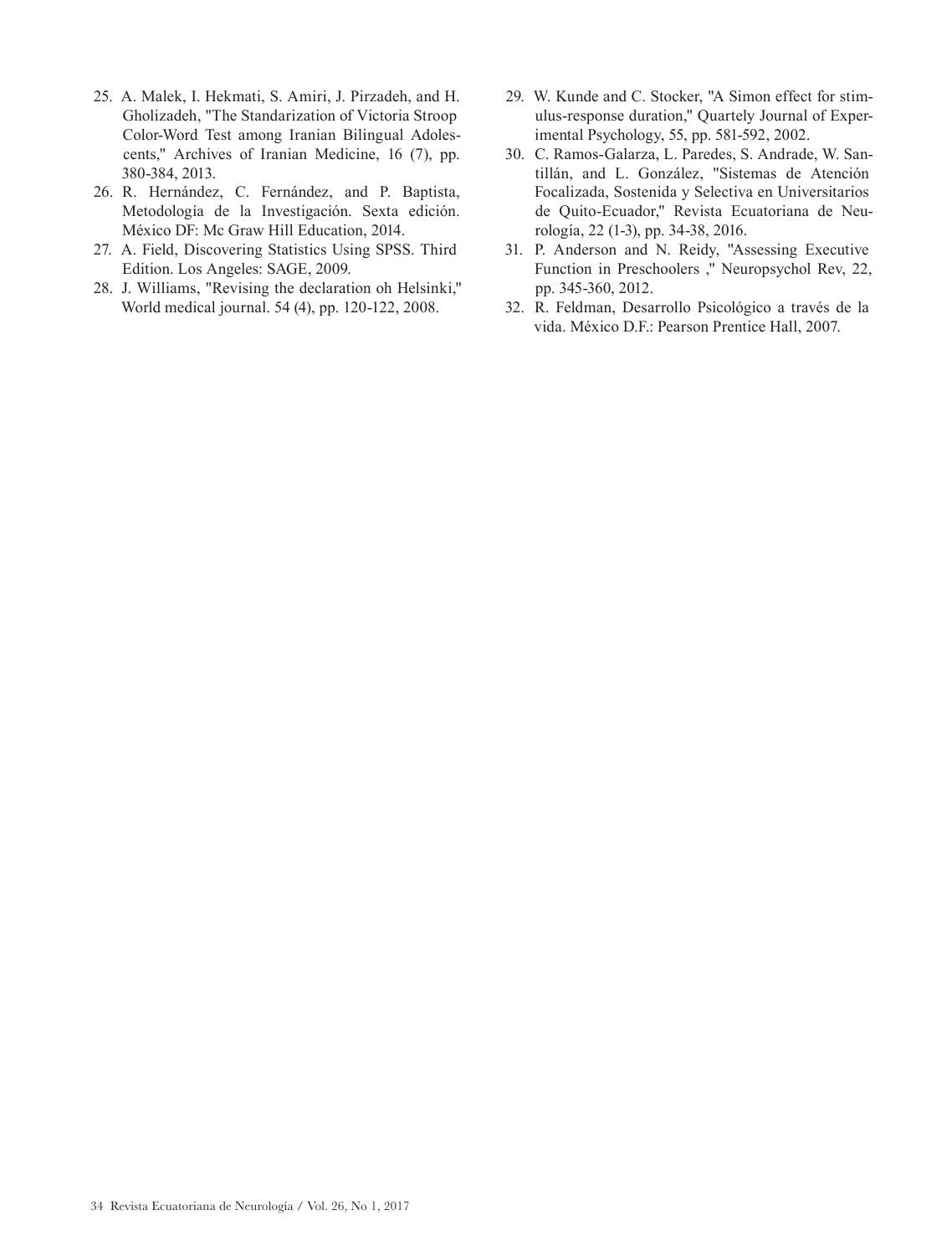25. A. Malek, I. Hekmati, S. Amiri, J. Pirzadeh, and H. Gholizadeh, "The Standarization of Victoria Stroop Color-Word Test among Iranian Bilingual Adolescents," Archives of Iranian Medicine, 16 (7), pp. 380-384, 2013.
26. R. Hernández, C. Fernández, and P. Baptista, Metodología de la Investigación. Sexta edición. México DF: Mc Graw Hill Education, 2014.
27. A. Field, Discovering Statistics Using SPSS. Third Edition. Los Angeles: SAGE, 2009.
28. J. Williams, "Revising the declaration oh Helsinki," World medical journal. 54 (4), pp. 120-122, 2008.
29. W. Kunde and C. Stocker, "A Simon effect for stimulus-response duration," Quartely Journal of Experimental Psychology, 55, pp. 581-592, 2002.
30. C. Ramos-Galarza, L. Paredes, S. Andrade, W. Santillán, and L. González, "Sistemas de Atención Focalizada, Sostenida y Selectiva en Universitarios de Quito-Ecuador," Revista Ecuatoriana de Neurología, 22 (1-3), pp. 34-38, 2016.
31. P. Anderson and N. Reidy, "Assessing Executive Function in Preschoolers ," Neuropsychol Rev, 22, pp. 345-360, 2012.
32. R. Feldman, Desarrollo Psicológico a través de la vida. México D.F.: Pearson Prentice Hall, 2007.